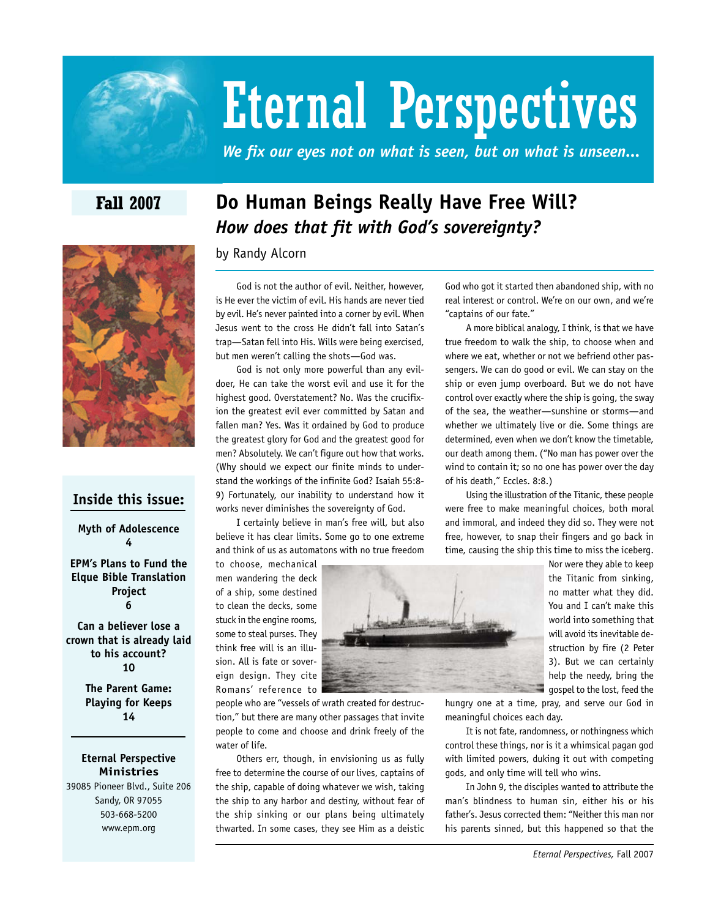# Eternal Perspectives

*We fix our eyes not on what is seen, but on what is unseen...*

**Fall 2007**

**Inside this issue:**

**Myth of Adolescence** 4

**EPM's Plans to Fund the Elque Bible Translation Project** 6

**Can a believer lose a crown that is already laid to his account?** 10

**The Parent Game: Playing for Keeps** 14

**Eternal Perspective Ministries**
39085 Pioneer Blvd., Suite 206
Sandy, OR 97055
503-668-5200
www.epm.org

## Do Human Beings Really Have Free Will?

### *How does that fit with God's sovereignty?*

by Randy Alcorn

God is not the author of evil. Neither, however, is He ever the victim of evil. His hands are never tied by evil. He's never painted into a corner by evil. When Jesus went to the cross He didn't fall into Satan's trap—Satan fell into His. Wills were being exercised, but men weren't calling the shots—God was.

God is not only more powerful than any evildoer, He can take the worst evil and use it for the highest good. Overstatement? No. Was the crucifixion the greatest evil ever committed by Satan and fallen man? Yes. Was it ordained by God to produce the greatest glory for God and the greatest good for men? Absolutely. We can't figure out how that works. (Why should we expect our finite minds to understand the workings of the infinite God? Isaiah 55:8-9) Fortunately, our inability to understand how it works never diminishes the sovereignty of God.

I certainly believe in man's free will, but also believe it has clear limits. Some go to one extreme and think of us as automatons with no true freedom to choose, mechanical men wandering the deck of a ship, some destined to clean the decks, some stuck in the engine rooms, some to steal purses. They think free will is an illusion. All is fate or sovereign design. They cite Romans' reference to people who are "vessels of wrath created for destruction," but there are many other passages that invite people to come and choose and drink freely of the water of life.

Others err, though, in envisioning us as fully free to determine the course of our lives, captains of the ship, capable of doing whatever we wish, taking the ship to any harbor and destiny, without fear of the ship sinking or our plans being ultimately thwarted. In some cases, they see Him as a deistic God who got it started then abandoned ship, with no real interest or control. We're on our own, and we're "captains of our fate."

A more biblical analogy, I think, is that we have true freedom to walk the ship, to choose when and where we eat, whether or not we befriend other passengers. We can do good or evil. We can stay on the ship or even jump overboard. But we do not have control over exactly where the ship is going, the sway of the sea, the weather—sunshine or storms—and whether we ultimately live or die. Some things are determined, even when we don't know the timetable, our death among them. ("No man has power over the wind to contain it; so no one has power over the day of his death," Eccles. 8:8.)

Using the illustration of the Titanic, these people were free to make meaningful choices, both moral and immoral, and indeed they did so. They were not free, however, to snap their fingers and go back in time, causing the ship this time to miss the iceberg. Nor were they able to keep the Titanic from sinking, no matter what they did. You and I can't make this world into something that will avoid its inevitable destruction by fire (2 Peter 3). But we can certainly help the needy, bring the gospel to the lost, feed the hungry one at a time, pray, and serve our God in meaningful choices each day.

It is not fate, randomness, or nothingness which control these things, nor is it a whimsical pagan god with limited powers, duking it out with competing gods, and only time will tell who wins.

In John 9, the disciples wanted to attribute the man's blindness to human sin, either his or his father's. Jesus corrected them: "Neither this man nor his parents sinned, but this happened so that the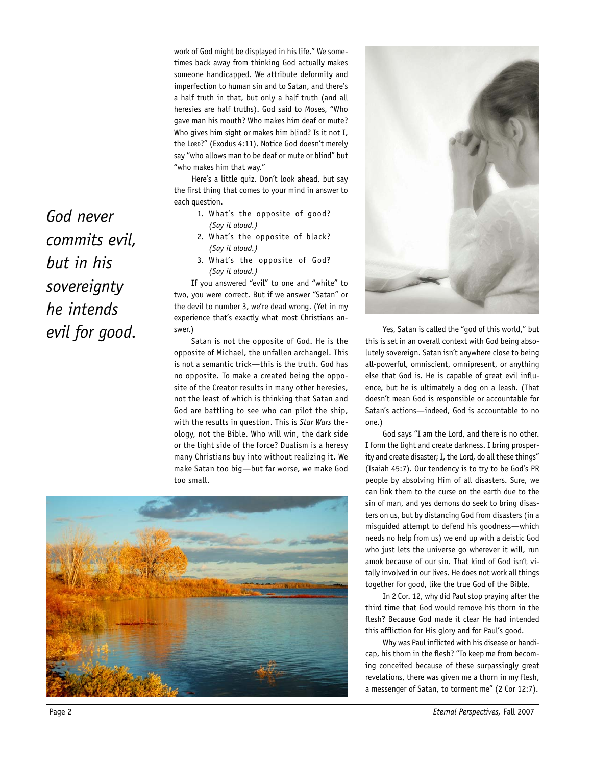work of God might be displayed in his life." We sometimes back away from thinking God actually makes someone handicapped. We attribute deformity and imperfection to human sin and to Satan, and there's a half truth in that, but only a half truth (and all heresies are half truths). God said to Moses, "Who gave man his mouth? Who makes him deaf or mute? Who gives him sight or makes him blind? Is it not I, the LORD?" (Exodus 4:11). Notice God doesn't merely say "who allows man to be deaf or mute or blind" but "who makes him that way."

Here's a little quiz. Don't look ahead, but say the first thing that comes to your mind in answer to each question.

1. What's the opposite of good? *(Say it aloud.)*
2. What's the opposite of black? *(Say it aloud.)*
3. What's the opposite of God? *(Say it aloud.)*

*God never commits evil, but in his sovereignty he intends evil for good.*

If you answered "evil" to one and "white" to two, you were correct. But if we answer "Satan" or the devil to number 3, we're dead wrong. (Yet in my experience that's exactly what most Christians answer.)

Satan is not the opposite of God. He is the opposite of Michael, the unfallen archangel. This is not a semantic trick—this is the truth. God has no opposite. To make a created being the opposite of the Creator results in many other heresies, not the least of which is thinking that Satan and God are battling to see who can pilot the ship, with the results in question. This is *Star Wars* theology, not the Bible. Who will win, the dark side or the light side of the force? Dualism is a heresy many Christians buy into without realizing it. We make Satan too big—but far worse, we make God too small.

Yes, Satan is called the "god of this world," but this is set in an overall context with God being absolutely sovereign. Satan isn't anywhere close to being all-powerful, omniscient, omnipresent, or anything else that God is. He is capable of great evil influence, but he is ultimately a dog on a leash. (That doesn't mean God is responsible or accountable for Satan's actions—indeed, God is accountable to no one.)

God says "I am the Lord, and there is no other. I form the light and create darkness. I bring prosperity and create disaster; I, the Lord, do all these things" (Isaiah 45:7). Our tendency is to try to be God's PR people by absolving Him of all disasters. Sure, we can link them to the curse on the earth due to the sin of man, and yes demons do seek to bring disasters on us, but by distancing God from disasters (in a misguided attempt to defend his goodness—which needs no help from us) we end up with a deistic God who just lets the universe go wherever it will, run amok because of our sin. That kind of God isn't vitally involved in our lives. He does not work all things together for good, like the true God of the Bible.

In 2 Cor. 12, why did Paul stop praying after the third time that God would remove his thorn in the flesh? Because God made it clear He had intended this affliction for His glory and for Paul's good.

Why was Paul inflicted with his disease or handicap, his thorn in the flesh? "To keep me from becoming conceited because of these surpassingly great revelations, there was given me a thorn in my flesh, a messenger of Satan, to torment me" (2 Cor 12:7).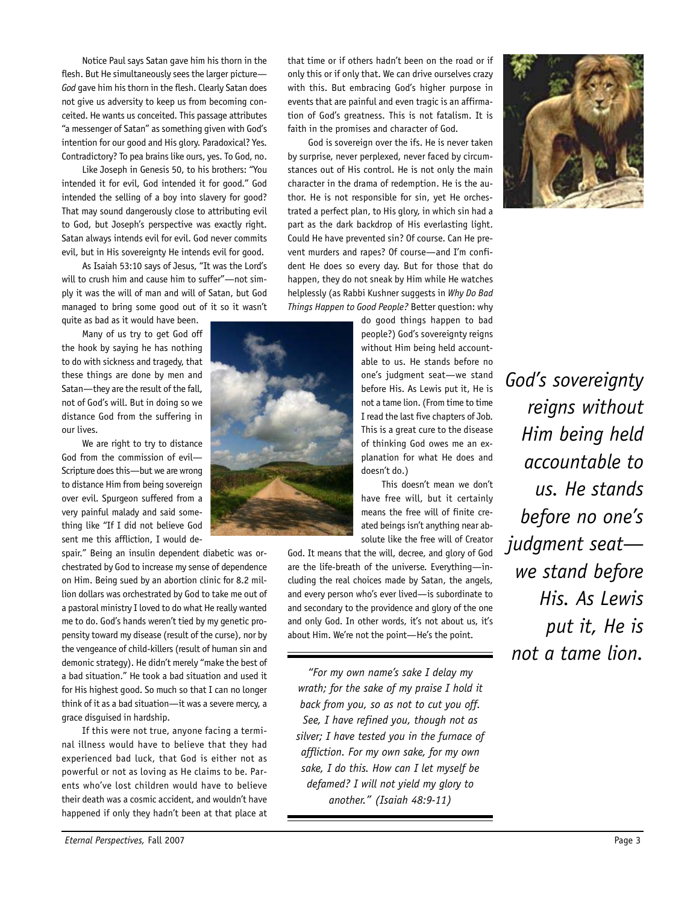Notice Paul says Satan gave him his thorn in the flesh. But He simultaneously sees the larger picture—*God* gave him his thorn in the flesh. Clearly Satan does not give us adversity to keep us from becoming conceited. He wants us conceited. This passage attributes "a messenger of Satan" as something given with God's intention for our good and His glory. Paradoxical? Yes. Contradictory? To pea brains like ours, yes. To God, no.

Like Joseph in Genesis 50, to his brothers: "You intended it for evil, God intended it for good." God intended the selling of a boy into slavery for good? That may sound dangerously close to attributing evil to God, but Joseph's perspective was exactly right. Satan always intends evil for evil. God never commits evil, but in His sovereignty He intends evil for good.

As Isaiah 53:10 says of Jesus, "It was the Lord's will to crush him and cause him to suffer"—not simply it was the will of man and will of Satan, but God managed to bring some good out of it so it wasn't quite as bad as it would have been.

Many of us try to get God off the hook by saying he has nothing to do with sickness and tragedy, that these things are done by men and Satan—they are the result of the fall, not of God's will. But in doing so we distance God from the suffering in our lives.

We are right to try to distance God from the commission of evil—Scripture does this—but we are wrong to distance Him from being sovereign over evil. Spurgeon suffered from a very painful malady and said something like "If I did not believe God sent me this affliction, I would despair." Being an insulin dependent diabetic was orchestrated by God to increase my sense of dependence on Him. Being sued by an abortion clinic for 8.2 million dollars was orchestrated by God to take me out of a pastoral ministry I loved to do what He really wanted me to do. God's hands weren't tied by my genetic propensity toward my disease (result of the curse), nor by the vengeance of child-killers (result of human sin and demonic strategy). He didn't merely "make the best of a bad situation." He took a bad situation and used it for His highest good. So much so that I can no longer think of it as a bad situation—it was a severe mercy, a grace disguised in hardship.

If this were not true, anyone facing a terminal illness would have to believe that they had experienced bad luck, that God is either not as powerful or not as loving as He claims to be. Parents who've lost children would have to believe their death was a cosmic accident, and wouldn't have happened if only they hadn't been at that place at that time or if others hadn't been on the road or if only this or if only that. We can drive ourselves crazy with this. But embracing God's higher purpose in events that are painful and even tragic is an affirmation of God's greatness. This is not fatalism. It is faith in the promises and character of God.

God is sovereign over the ifs. He is never taken by surprise, never perplexed, never faced by circumstances out of His control. He is not only the main character in the drama of redemption. He is the author. He is not responsible for sin, yet He orchestrated a perfect plan, to His glory, in which sin had a part as the dark backdrop of His everlasting light. Could He have prevented sin? Of course. Can He prevent murders and rapes? Of course—and I'm confident He does so every day. But for those that do happen, they do not sneak by Him while He watches helplessly (as Rabbi Kushner suggests in *Why Do Bad Things Happen to Good People?* Better question: why do good things happen to bad people?) God's sovereignty reigns without Him being held accountable to us. He stands before no one's judgment seat—we stand before His. As Lewis put it, He is not a tame lion. (From time to time I read the last five chapters of Job. This is a great cure to the disease of thinking God owes me an explanation for what He does and doesn't do.)

This doesn't mean we don't have free will, but it certainly means the free will of finite created beings isn't anything near absolute like the free will of Creator God. It means that the will, decree, and glory of God are the life-breath of the universe. Everything—including the real choices made by Satan, the angels, and every person who's ever lived—is subordinate to and secondary to the providence and glory of the one and only God. In other words, it's not about us, it's about Him. We're not the point—He's the point.

> *"For my own name's sake I delay my wrath; for the sake of my praise I hold it back from you, so as not to cut you off. See, I have refined you, though not as silver; I have tested you in the furnace of affliction. For my own sake, for my own sake, I do this. How can I let myself be defamed? I will not yield my glory to another." (Isaiah 48:9-11)*

> *God's sovereignty reigns without Him being held accountable to us. He stands before no one's judgment seat—we stand before His. As Lewis put it, He is not a tame lion.*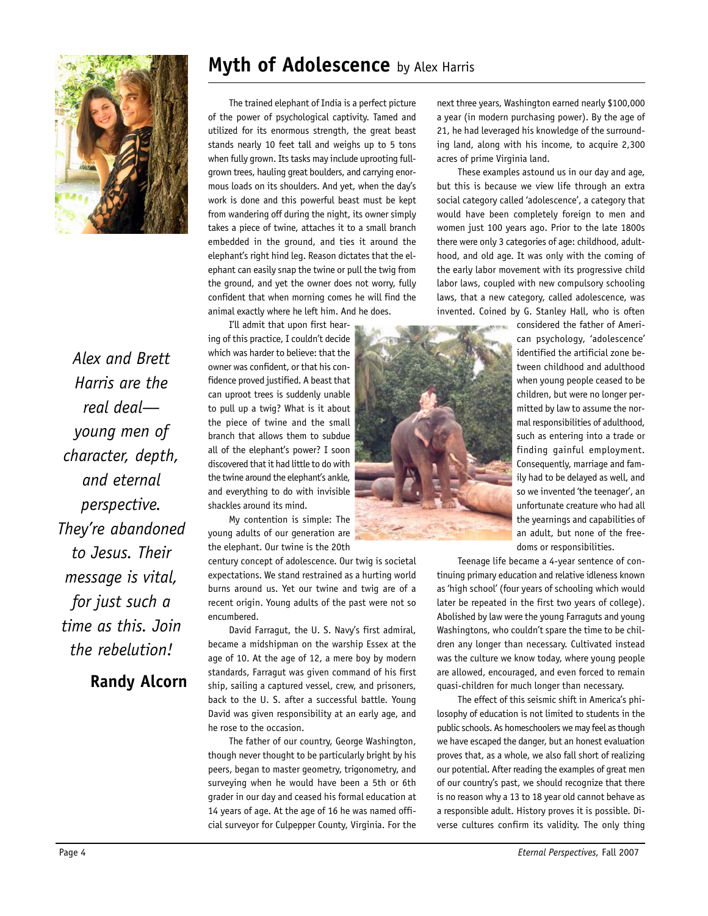# Myth of Adolescence by Alex Harris

The trained elephant of India is a perfect picture of the power of psychological captivity. Tamed and utilized for its enormous strength, the great beast stands nearly 10 feet tall and weighs up to 5 tons when fully grown. Its tasks may include uprooting full-grown trees, hauling great boulders, and carrying enormous loads on its shoulders. And yet, when the day's work is done and this powerful beast must be kept from wandering off during the night, its owner simply takes a piece of twine, attaches it to a small branch embedded in the ground, and ties it around the elephant's right hind leg. Reason dictates that the elephant can easily snap the twine or pull the twig from the ground, and yet the owner does not worry, fully confident that when morning comes he will find the animal exactly where he left him. And he does.

I'll admit that upon first hearing of this practice, I couldn't decide which was harder to believe: that the owner was confident, or that his confidence proved justified. A beast that can uproot trees is suddenly unable to pull up a twig? What is it about the piece of twine and the small branch that allows them to subdue all of the elephant's power? I soon discovered that it had little to do with the twine around the elephant's ankle, and everything to do with invisible shackles around its mind.

My contention is simple: The young adults of our generation are the elephant. Our twine is the 20th century concept of adolescence. Our twig is societal expectations. We stand restrained as a hurting world burns around us. Yet our twine and twig are of a recent origin. Young adults of the past were not so encumbered.

David Farragut, the U. S. Navy's first admiral, became a midshipman on the warship Essex at the age of 10. At the age of 12, a mere boy by modern standards, Farragut was given command of his first ship, sailing a captured vessel, crew, and prisoners, back to the U. S. after a successful battle. Young David was given responsibility at an early age, and he rose to the occasion.

The father of our country, George Washington, though never thought to be particularly bright by his peers, began to master geometry, trigonometry, and surveying when he would have been a 5th or 6th grader in our day and ceased his formal education at 14 years of age. At the age of 16 he was named official surveyor for Culpepper County, Virginia. For the next three years, Washington earned nearly $100,000 a year (in modern purchasing power). By the age of 21, he had leveraged his knowledge of the surrounding land, along with his income, to acquire 2,300 acres of prime Virginia land.

These examples astound us in our day and age, but this is because we view life through an extra social category called 'adolescence', a category that would have been completely foreign to men and women just 100 years ago. Prior to the late 1800s there were only 3 categories of age: childhood, adulthood, and old age. It was only with the coming of the early labor movement with its progressive child labor laws, coupled with new compulsory schooling laws, that a new category, called adolescence, was invented. Coined by G. Stanley Hall, who is often considered the father of American psychology, 'adolescence' identified the artificial zone between childhood and adulthood when young people ceased to be children, but were no longer permitted by law to assume the normal responsibilities of adulthood, such as entering into a trade or finding gainful employment. Consequently, marriage and family had to be delayed as well, and so we invented 'the teenager', an unfortunate creature who had all the yearnings and capabilities of an adult, but none of the freedoms or responsibilities.

Teenage life became a 4-year sentence of continuing primary education and relative idleness known as 'high school' (four years of schooling which would later be repeated in the first two years of college). Abolished by law were the young Farraguts and young Washingtons, who couldn't spare the time to be children any longer than necessary. Cultivated instead was the culture we know today, where young people are allowed, encouraged, and even forced to remain quasi-children for much longer than necessary.

The effect of this seismic shift in America's philosophy of education is not limited to students in the public schools. As homeschoolers we may feel as though we have escaped the danger, but an honest evaluation proves that, as a whole, we also fall short of realizing our potential. After reading the examples of great men of our country's past, we should recognize that there is no reason why a 13 to 18 year old cannot behave as a responsible adult. History proves it is possible. Diverse cultures confirm its validity. The only thing

*Alex and Brett Harris are the real deal—young men of character, depth, and eternal perspective. They're abandoned to Jesus. Their message is vital, for just such a time as this. Join the rebelution!*

**Randy Alcorn**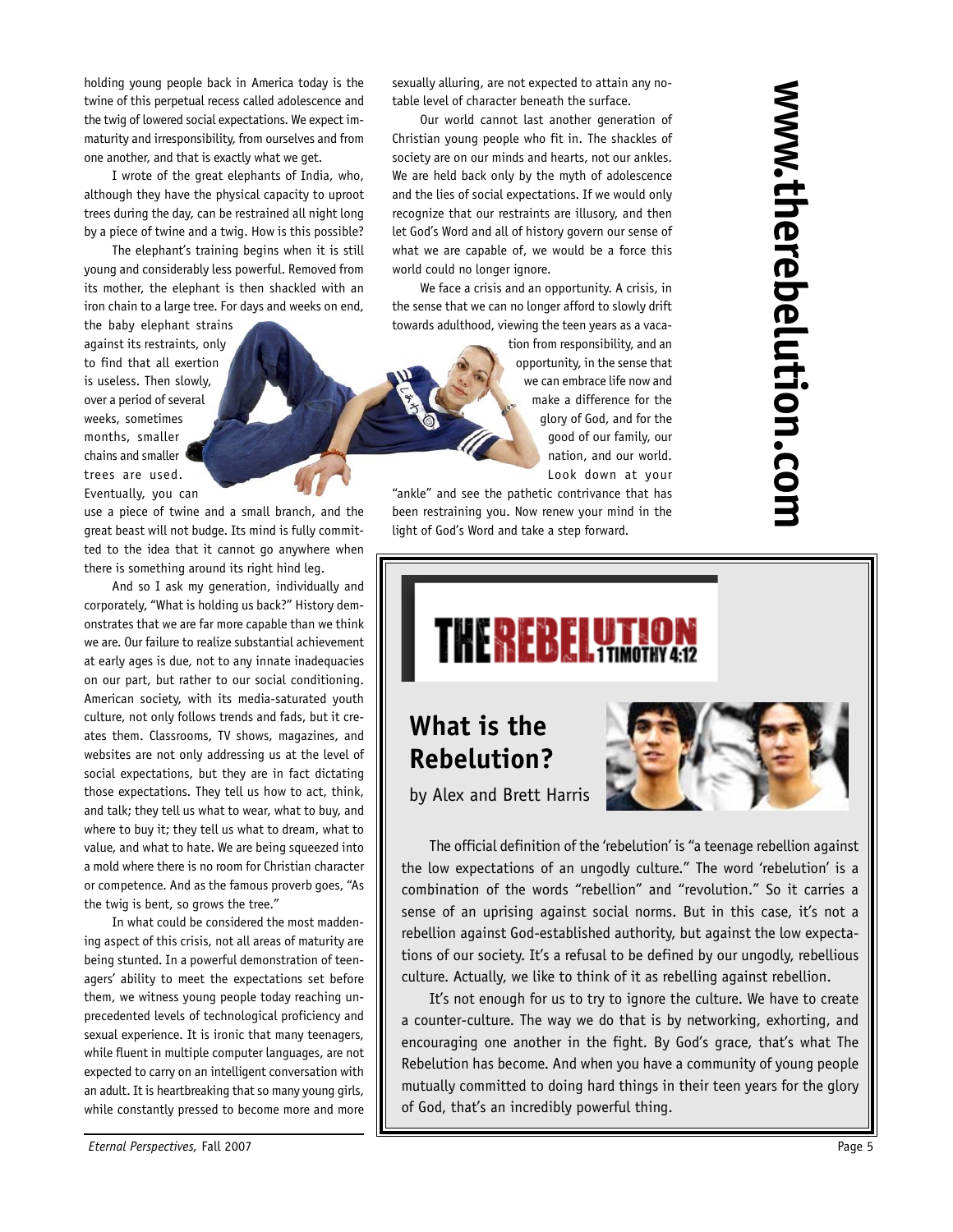holding young people back in America today is the twine of this perpetual recess called adolescence and the twig of lowered social expectations. We expect immaturity and irresponsibility, from ourselves and from one another, and that is exactly what we get.

I wrote of the great elephants of India, who, although they have the physical capacity to uproot trees during the day, can be restrained all night long by a piece of twine and a twig. How is this possible?

The elephant's training begins when it is still young and considerably less powerful. Removed from its mother, the elephant is then shackled with an iron chain to a large tree. For days and weeks on end, the baby elephant strains against its restraints, only to find that all exertion is useless. Then slowly, over a period of several weeks, sometimes months, smaller chains and smaller trees are used. Eventually, you can use a piece of twine and a small branch, and the great beast will not budge. Its mind is fully committed to the idea that it cannot go anywhere when there is something around its right hind leg.

And so I ask my generation, individually and corporately, "What is holding us back?" History demonstrates that we are far more capable than we think we are. Our failure to realize substantial achievement at early ages is due, not to any innate inadequacies on our part, but rather to our social conditioning. American society, with its media-saturated youth culture, not only follows trends and fads, but it creates them. Classrooms, TV shows, magazines, and websites are not only addressing us at the level of social expectations, but they are in fact dictating those expectations. They tell us how to act, think, and talk; they tell us what to wear, what to buy, and where to buy it; they tell us what to dream, what to value, and what to hate. We are being squeezed into a mold where there is no room for Christian character or competence. And as the famous proverb goes, "As the twig is bent, so grows the tree."

In what could be considered the most maddening aspect of this crisis, not all areas of maturity are being stunted. In a powerful demonstration of teenagers' ability to meet the expectations set before them, we witness young people today reaching unprecedented levels of technological proficiency and sexual experience. It is ironic that many teenagers, while fluent in multiple computer languages, are not expected to carry on an intelligent conversation with an adult. It is heartbreaking that so many young girls, while constantly pressed to become more and more sexually alluring, are not expected to attain any notable level of character beneath the surface.

Our world cannot last another generation of Christian young people who fit in. The shackles of society are on our minds and hearts, not our ankles. We are held back only by the myth of adolescence and the lies of social expectations. If we would only recognize that our restraints are illusory, and then let God's Word and all of history govern our sense of what we are capable of, we would be a force this world could no longer ignore.

We face a crisis and an opportunity. A crisis, in the sense that we can no longer afford to slowly drift towards adulthood, viewing the teen years as a vacation from responsibility, and an opportunity, in the sense that we can embrace life now and make a difference for the glory of God, and for the good of our family, our nation, and our world. Look down at your "ankle" and see the pathetic contrivance that has been restraining you. Now renew your mind in the light of God's Word and take a step forward.

**www.therebelution.com**

---

**THE REBELUTION** 1 TIMOTHY 4:12

## What is the Rebelution?

by Alex and Brett Harris

The official definition of the 'rebelution' is "a teenage rebellion against the low expectations of an ungodly culture." The word 'rebelution' is a combination of the words "rebellion" and "revolution." So it carries a sense of an uprising against social norms. But in this case, it's not a rebellion against God-established authority, but against the low expectations of our society. It's a refusal to be defined by our ungodly, rebellious culture. Actually, we like to think of it as rebelling against rebellion.

It's not enough for us to try to ignore the culture. We have to create a counter-culture. The way we do that is by networking, exhorting, and encouraging one another in the fight. By God's grace, that's what The Rebelution has become. And when you have a community of young people mutually committed to doing hard things in their teen years for the glory of God, that's an incredibly powerful thing.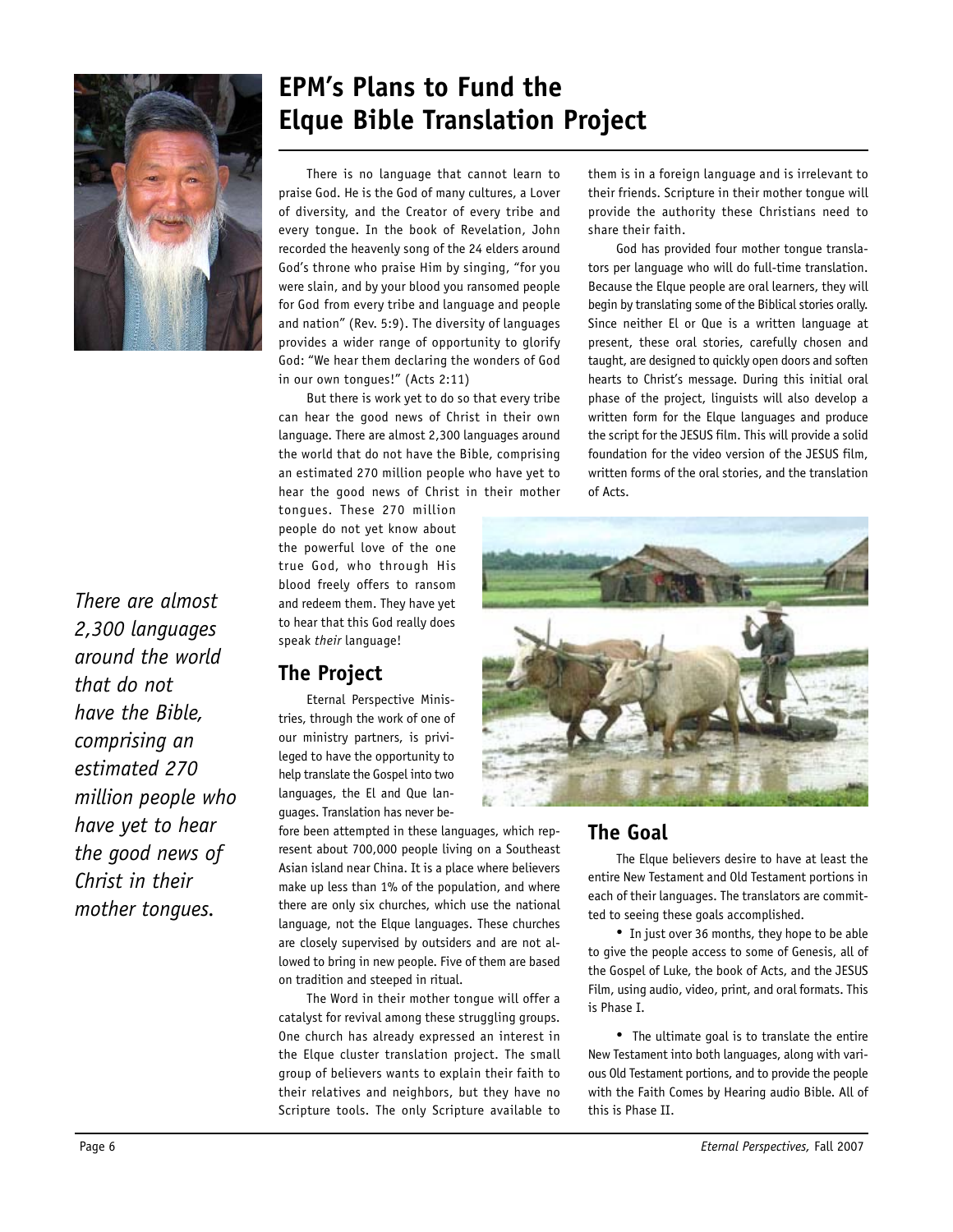# EPM's Plans to Fund the Elque Bible Translation Project

There is no language that cannot learn to praise God. He is the God of many cultures, a Lover of diversity, and the Creator of every tribe and every tongue. In the book of Revelation, John recorded the heavenly song of the 24 elders around God's throne who praise Him by singing, "for you were slain, and by your blood you ransomed people for God from every tribe and language and people and nation" (Rev. 5:9). The diversity of languages provides a wider range of opportunity to glorify God: "We hear them declaring the wonders of God in our own tongues!" (Acts 2:11)

But there is work yet to do so that every tribe can hear the good news of Christ in their own language. There are almost 2,300 languages around the world that do not have the Bible, comprising an estimated 270 million people who have yet to hear the good news of Christ in their mother tongues. These 270 million people do not yet know about the powerful love of the one true God, who through His blood freely offers to ransom and redeem them. They have yet to hear that this God really does speak *their* language!

*There are almost 2,300 languages around the world that do not have the Bible, comprising an estimated 270 million people who have yet to hear the good news of Christ in their mother tongues.*

## The Project

Eternal Perspective Ministries, through the work of one of our ministry partners, is privileged to have the opportunity to help translate the Gospel into two languages, the El and Que languages. Translation has never before been attempted in these languages, which represent about 700,000 people living on a Southeast Asian island near China. It is a place where believers make up less than 1% of the population, and where there are only six churches, which use the national language, not the Elque languages. These churches are closely supervised by outsiders and are not allowed to bring in new people. Five of them are based on tradition and steeped in ritual.

The Word in their mother tongue will offer a catalyst for revival among these struggling groups. One church has already expressed an interest in the Elque cluster translation project. The small group of believers wants to explain their faith to their relatives and neighbors, but they have no Scripture tools. The only Scripture available to them is in a foreign language and is irrelevant to their friends. Scripture in their mother tongue will provide the authority these Christians need to share their faith.

God has provided four mother tongue translators per language who will do full-time translation. Because the Elque people are oral learners, they will begin by translating some of the Biblical stories orally. Since neither El or Que is a written language at present, these oral stories, carefully chosen and taught, are designed to quickly open doors and soften hearts to Christ's message. During this initial oral phase of the project, linguists will also develop a written form for the Elque languages and produce the script for the JESUS film. This will provide a solid foundation for the video version of the JESUS film, written forms of the oral stories, and the translation of Acts.

## The Goal

The Elque believers desire to have at least the entire New Testament and Old Testament portions in each of their languages. The translators are committed to seeing these goals accomplished.

- In just over 36 months, they hope to be able to give the people access to some of Genesis, all of the Gospel of Luke, the book of Acts, and the JESUS Film, using audio, video, print, and oral formats. This is Phase I.

- The ultimate goal is to translate the entire New Testament into both languages, along with various Old Testament portions, and to provide the people with the Faith Comes by Hearing audio Bible. All of this is Phase II.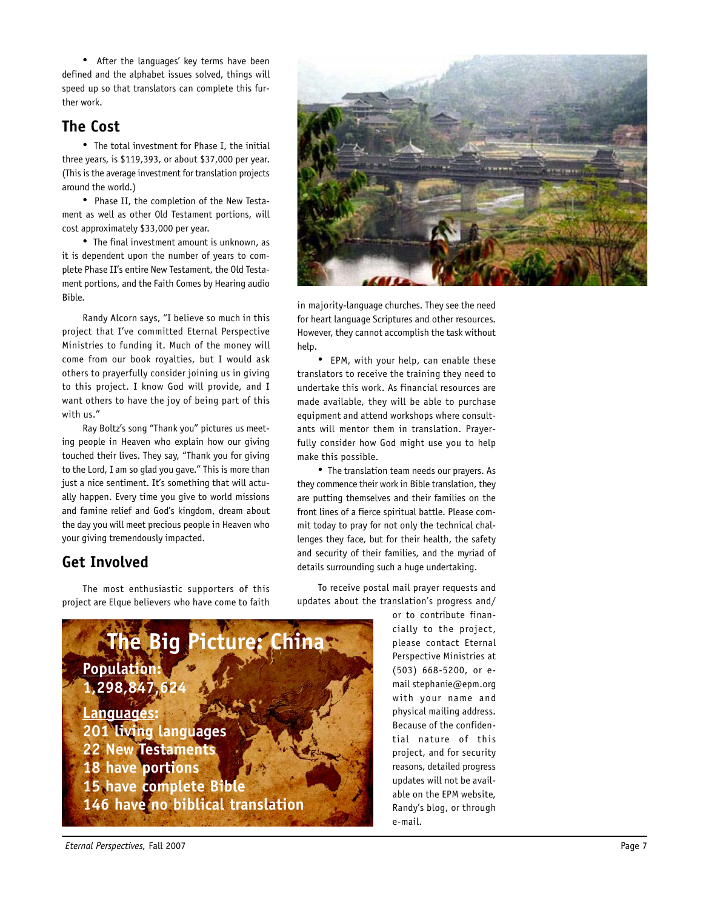• After the languages' key terms have been defined and the alphabet issues solved, things will speed up so that translators can complete this further work.

## The Cost

• The total investment for Phase I, the initial three years, is $119,393, or about $37,000 per year. (This is the average investment for translation projects around the world.)

• Phase II, the completion of the New Testament as well as other Old Testament portions, will cost approximately $33,000 per year.

• The final investment amount is unknown, as it is dependent upon the number of years to complete Phase II's entire New Testament, the Old Testament portions, and the Faith Comes by Hearing audio Bible.

Randy Alcorn says, "I believe so much in this project that I've committed Eternal Perspective Ministries to funding it. Much of the money will come from our book royalties, but I would ask others to prayerfully consider joining us in giving to this project. I know God will provide, and I want others to have the joy of being part of this with us."

Ray Boltz's song "Thank you" pictures us meeting people in Heaven who explain how our giving touched their lives. They say, "Thank you for giving to the Lord, I am so glad you gave." This is more than just a nice sentiment. It's something that will actually happen. Every time you give to world missions and famine relief and God's kingdom, dream about the day you will meet precious people in Heaven who your giving tremendously impacted.

## Get Involved

The most enthusiastic supporters of this project are Elque believers who have come to faith in majority-language churches. They see the need for heart language Scriptures and other resources. However, they cannot accomplish the task without help.

• EPM, with your help, can enable these translators to receive the training they need to undertake this work. As financial resources are made available, they will be able to purchase equipment and attend workshops where consultants will mentor them in translation. Prayerfully consider how God might use you to help make this possible.

• The translation team needs our prayers. As they commence their work in Bible translation, they are putting themselves and their families on the front lines of a fierce spiritual battle. Please commit today to pray for not only the technical challenges they face, but for their health, the safety and security of their families, and the myriad of details surrounding such a huge undertaking.

To receive postal mail prayer requests and updates about the translation's progress and/or to contribute financially to the project, please contact Eternal Perspective Ministries at (503) 668-5200, or e-mail stephanie@epm.org with your name and physical mailing address. Because of the confidential nature of this project, and for security reasons, detailed progress updates will not be available on the EPM website, Randy's blog, or through e-mail.

## The Big Picture: China

**Population:**
**1,298,847,624**

**Languages:**
**201 living languages**
**22 New Testaments**
**18 have portions**
**15 have complete Bible**
**146 have no biblical translation**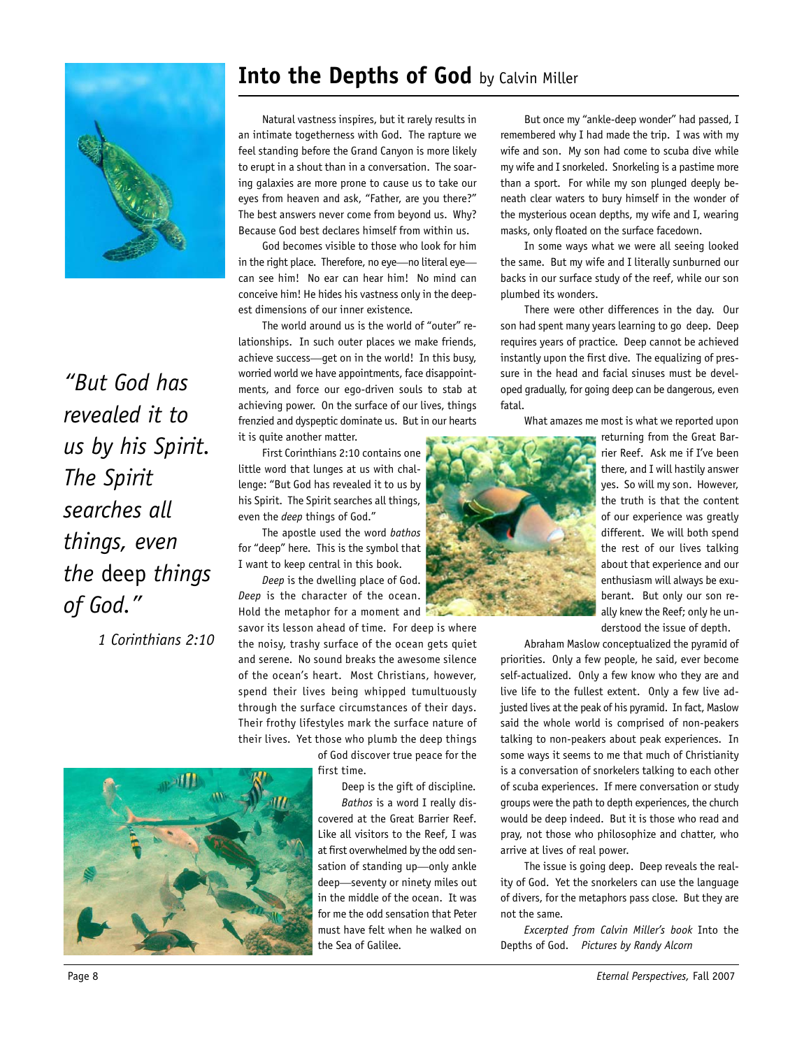# Into the Depths of God by Calvin Miller

*"But God has revealed it to us by his Spirit. The Spirit searches all things, even the* deep *things of God."*

*1 Corinthians 2:10*

Natural vastness inspires, but it rarely results in an intimate togetherness with God. The rapture we feel standing before the Grand Canyon is more likely to erupt in a shout than in a conversation. The soaring galaxies are more prone to cause us to take our eyes from heaven and ask, "Father, are you there?" The best answers never come from beyond us. Why? Because God best declares himself from within us.

God becomes visible to those who look for him in the right place. Therefore, no eye—no literal eye—can see him! No ear can hear him! No mind can conceive him! He hides his vastness only in the deepest dimensions of our inner existence.

The world around us is the world of "outer" relationships. In such outer places we make friends, achieve success—get on in the world! In this busy, worried world we have appointments, face disappointments, and force our ego-driven souls to stab at achieving power. On the surface of our lives, things frenzied and dyspeptic dominate us. But in our hearts it is quite another matter.

First Corinthians 2:10 contains one little word that lunges at us with challenge: "But God has revealed it to us by his Spirit. The Spirit searches all things, even the *deep* things of God."

The apostle used the word *bathos* for "deep" here. This is the symbol that I want to keep central in this book.

*Deep* is the dwelling place of God. *Deep* is the character of the ocean. Hold the metaphor for a moment and savor its lesson ahead of time. For deep is where the noisy, trashy surface of the ocean gets quiet and serene. No sound breaks the awesome silence of the ocean's heart. Most Christians, however, spend their lives being whipped tumultuously through the surface circumstances of their days. Their frothy lifestyles mark the surface nature of their lives. Yet those who plumb the deep things of God discover true peace for the first time.

Deep is the gift of discipline.

*Bathos* is a word I really discovered at the Great Barrier Reef. Like all visitors to the Reef, I was at first overwhelmed by the odd sensation of standing up—only ankle deep—seventy or ninety miles out in the middle of the ocean. It was for me the odd sensation that Peter must have felt when he walked on the Sea of Galilee.

But once my "ankle-deep wonder" had passed, I remembered why I had made the trip. I was with my wife and son. My son had come to scuba dive while my wife and I snorkeled. Snorkeling is a pastime more than a sport. For while my son plunged deeply beneath clear waters to bury himself in the wonder of the mysterious ocean depths, my wife and I, wearing masks, only floated on the surface facedown.

In some ways what we were all seeing looked the same. But my wife and I literally sunburned our backs in our surface study of the reef, while our son plumbed its wonders.

There were other differences in the day. Our son had spent many years learning to go deep. Deep requires years of practice. Deep cannot be achieved instantly upon the first dive. The equalizing of pressure in the head and facial sinuses must be developed gradually, for going deep can be dangerous, even fatal.

What amazes me most is what we reported upon returning from the Great Barrier Reef. Ask me if I've been there, and I will hastily answer yes. So will my son. However, the truth is that the content of our experience was greatly different. We will both spend the rest of our lives talking about that experience and our enthusiasm will always be exuberant. But only our son really knew the Reef; only he understood the issue of depth.

Abraham Maslow conceptualized the pyramid of priorities. Only a few people, he said, ever become self-actualized. Only a few know who they are and live life to the fullest extent. Only a few live adjusted lives at the peak of his pyramid. In fact, Maslow said the whole world is comprised of non-peakers talking to non-peakers about peak experiences. In some ways it seems to me that much of Christianity is a conversation of snorkelers talking to each other of scuba experiences. If mere conversation or study groups were the path to depth experiences, the church would be deep indeed. But it is those who read and pray, not those who philosophize and chatter, who arrive at lives of real power.

The issue is going deep. Deep reveals the reality of God. Yet the snorkelers can use the language of divers, for the metaphors pass close. But they are not the same.

*Excerpted from Calvin Miller's book* Into the Depths of God. *Pictures by Randy Alcorn*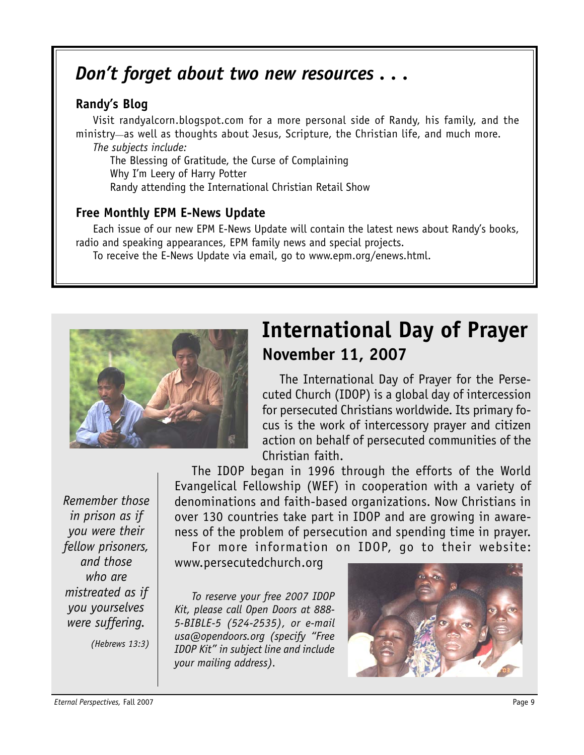## *Don't forget about two new resources . . .*

### Randy's Blog

Visit randyalcorn.blogspot.com for a more personal side of Randy, his family, and the ministry—as well as thoughts about Jesus, Scripture, the Christian life, and much more.

*The subjects include:*

The Blessing of Gratitude, the Curse of Complaining
Why I'm Leery of Harry Potter
Randy attending the International Christian Retail Show

### Free Monthly EPM E-News Update

Each issue of our new EPM E-News Update will contain the latest news about Randy's books, radio and speaking appearances, EPM family news and special projects.

To receive the E-News Update via email, go to www.epm.org/enews.html.

# International Day of Prayer

## November 11, 2007

The International Day of Prayer for the Persecuted Church (IDOP) is a global day of intercession for persecuted Christians worldwide. Its primary focus is the work of intercessory prayer and citizen action on behalf of persecuted communities of the Christian faith.

The IDOP began in 1996 through the efforts of the World Evangelical Fellowship (WEF) in cooperation with a variety of denominations and faith-based organizations. Now Christians in over 130 countries take part in IDOP and are growing in awareness of the problem of persecution and spending time in prayer.

For more information on IDOP, go to their website: www.persecutedchurch.org

*To reserve your free 2007 IDOP Kit, please call Open Doors at 888-5-BIBLE-5 (524-2535), or e-mail usa@opendoors.org (specify "Free IDOP Kit" in subject line and include your mailing address).*

*Remember those in prison as if you were their fellow prisoners, and those who are mistreated as if you yourselves were suffering.*

*(Hebrews 13:3)*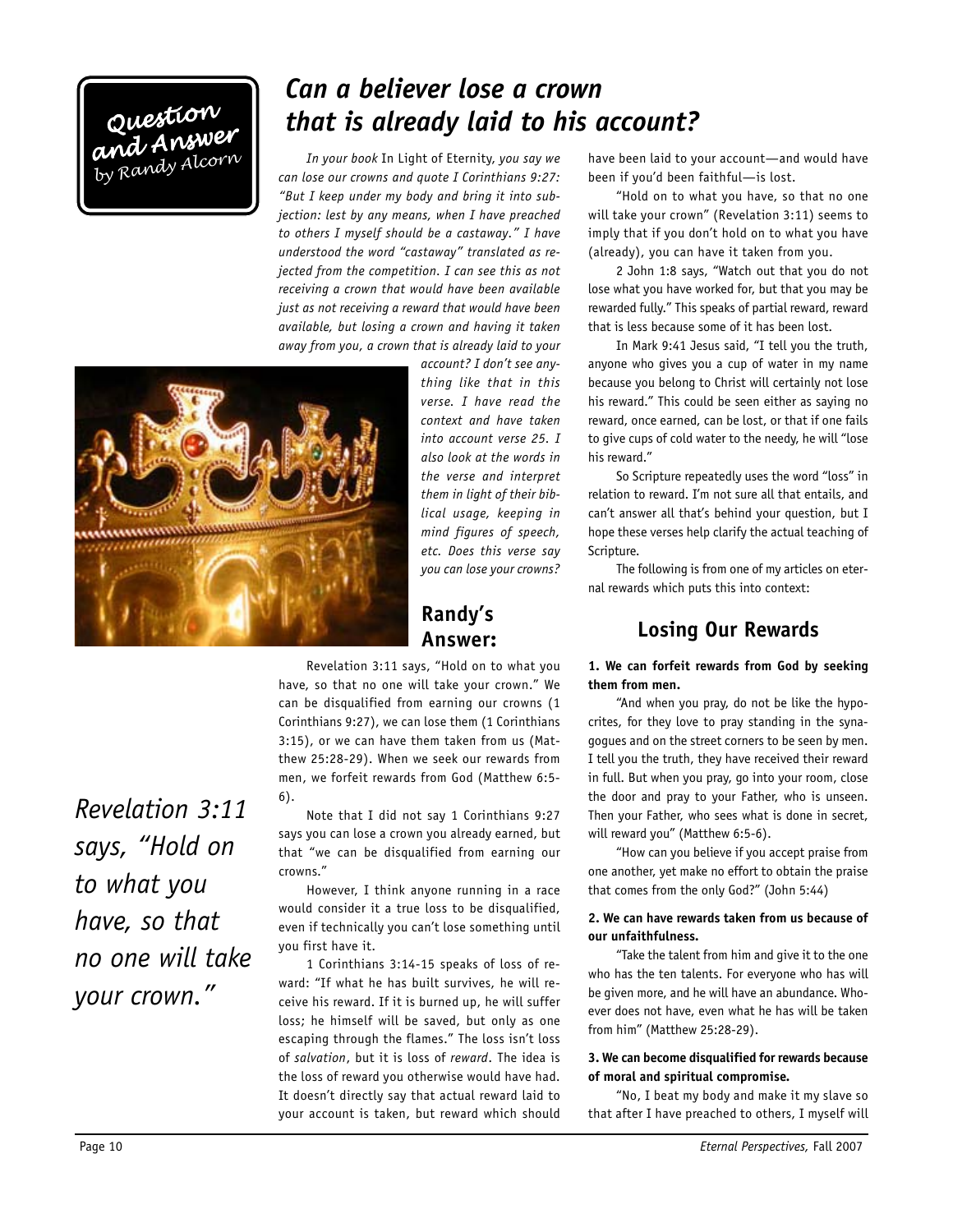Question and Answer
by Randy Alcorn

# Can a believer lose a crown that is already laid to his account?

*In your book* In Light of Eternity, *you say we can lose our crowns and quote I Corinthians 9:27: "But I keep under my body and bring it into subjection: lest by any means, when I have preached to others I myself should be a castaway." I have understood the word "castaway" translated as rejected from the competition. I can see this as not receiving a crown that would have been available just as not receiving a reward that would have been available, but losing a crown and having it taken away from you, a crown that is already laid to your account? I don't see anything like that in this verse. I have read the context and have taken into account verse 25. I also look at the words in the verse and interpret them in light of their biblical usage, keeping in mind figures of speech, etc. Does this verse say you can lose your crowns?*

## Randy's Answer:

Revelation 3:11 says, "Hold on to what you have, so that no one will take your crown." We can be disqualified from earning our crowns (1 Corinthians 9:27), we can lose them (1 Corinthians 3:15), or we can have them taken from us (Matthew 25:28-29). When we seek our rewards from men, we forfeit rewards from God (Matthew 6:5-6).

*Revelation 3:11 says, "Hold on to what you have, so that no one will take your crown."*

Note that I did not say 1 Corinthians 9:27 says you can lose a crown you already earned, but that "we can be disqualified from earning our crowns."

However, I think anyone running in a race would consider it a true loss to be disqualified, even if technically you can't lose something until you first have it.

1 Corinthians 3:14-15 speaks of loss of reward: "If what he has built survives, he will receive his reward. If it is burned up, he will suffer loss; he himself will be saved, but only as one escaping through the flames." The loss isn't loss of *salvation*, but it is loss of *reward*. The idea is the loss of reward you otherwise would have had. It doesn't directly say that actual reward laid to your account is taken, but reward which should have been laid to your account—and would have been if you'd been faithful—is lost.

"Hold on to what you have, so that no one will take your crown" (Revelation 3:11) seems to imply that if you don't hold on to what you have (already), you can have it taken from you.

2 John 1:8 says, "Watch out that you do not lose what you have worked for, but that you may be rewarded fully." This speaks of partial reward, reward that is less because some of it has been lost.

In Mark 9:41 Jesus said, "I tell you the truth, anyone who gives you a cup of water in my name because you belong to Christ will certainly not lose his reward." This could be seen either as saying no reward, once earned, can be lost, or that if one fails to give cups of cold water to the needy, he will "lose his reward."

So Scripture repeatedly uses the word "loss" in relation to reward. I'm not sure all that entails, and can't answer all that's behind your question, but I hope these verses help clarify the actual teaching of Scripture.

The following is from one of my articles on eternal rewards which puts this into context:

## Losing Our Rewards

**1. We can forfeit rewards from God by seeking them from men.**

"And when you pray, do not be like the hypocrites, for they love to pray standing in the synagogues and on the street corners to be seen by men. I tell you the truth, they have received their reward in full. But when you pray, go into your room, close the door and pray to your Father, who is unseen. Then your Father, who sees what is done in secret, will reward you" (Matthew 6:5-6).

"How can you believe if you accept praise from one another, yet make no effort to obtain the praise that comes from the only God?" (John 5:44)

**2. We can have rewards taken from us because of our unfaithfulness.**

"Take the talent from him and give it to the one who has the ten talents. For everyone who has will be given more, and he will have an abundance. Whoever does not have, even what he has will be taken from him" (Matthew 25:28-29).

**3. We can become disqualified for rewards because of moral and spiritual compromise.**

"No, I beat my body and make it my slave so that after I have preached to others, I myself will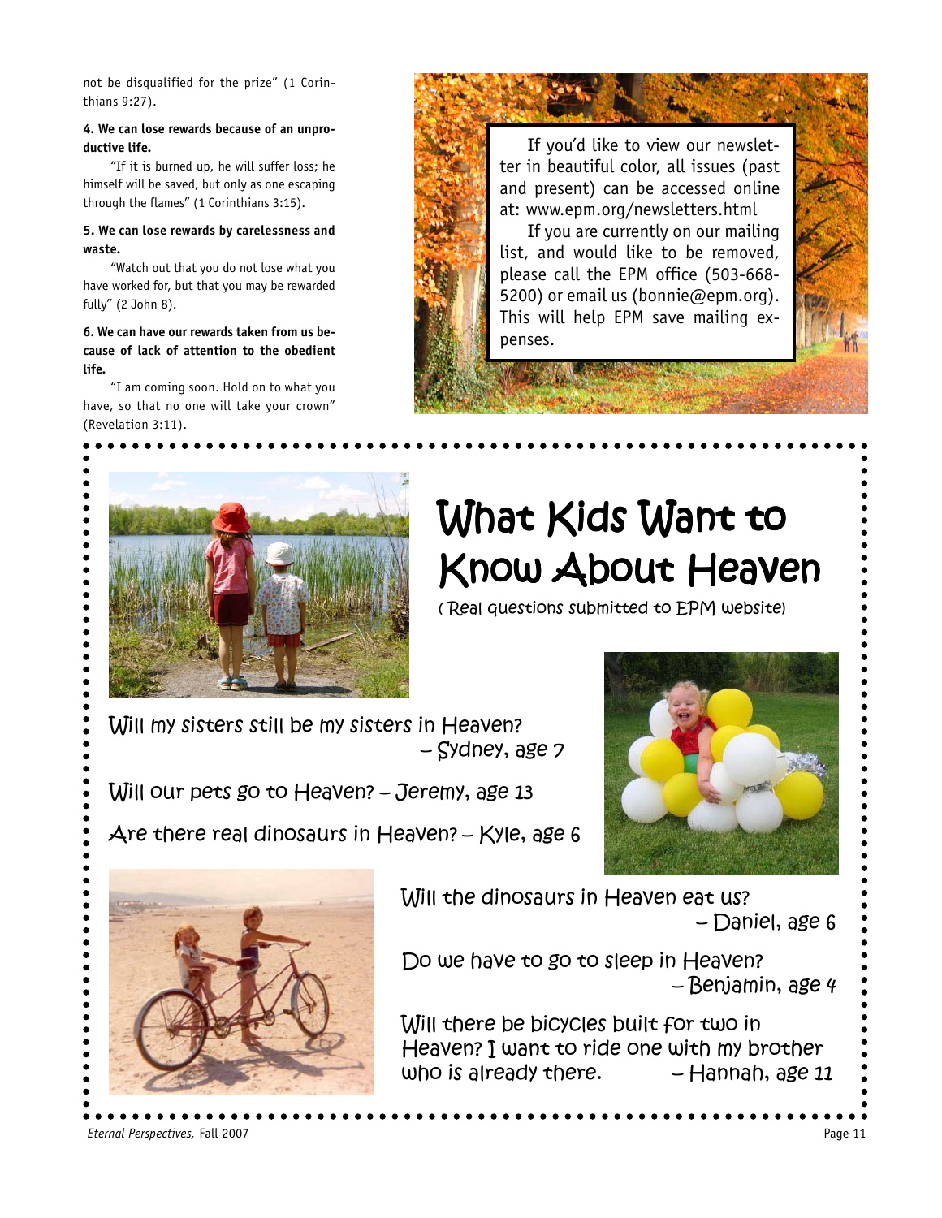not be disqualified for the prize" (1 Corinthians 9:27).

**4. We can lose rewards because of an unproductive life.**

"If it is burned up, he will suffer loss; he himself will be saved, but only as one escaping through the flames" (1 Corinthians 3:15).

**5. We can lose rewards by carelessness and waste.**

"Watch out that you do not lose what you have worked for, but that you may be rewarded fully" (2 John 8).

**6. We can have our rewards taken from us because of lack of attention to the obedient life.**

"I am coming soon. Hold on to what you have, so that no one will take your crown" (Revelation 3:11).

If you'd like to view our newsletter in beautiful color, all issues (past and present) can be accessed online at: www.epm.org/newsletters.html

If you are currently on our mailing list, and would like to be removed, please call the EPM office (503-668-5200) or email us (bonnie@epm.org). This will help EPM save mailing expenses.

# What Kids Want to Know About Heaven

(Real questions submitted to EPM website)

Will my sisters still be my sisters in Heaven? – Sydney, age 7

Will our pets go to Heaven? – Jeremy, age 13

Are there real dinosaurs in Heaven? – Kyle, age 6

Will the dinosaurs in Heaven eat us? – Daniel, age 6

Do we have to go to sleep in Heaven? – Benjamin, age 4

Will there be bicycles built for two in Heaven? I want to ride one with my brother who is already there. – Hannah, age 11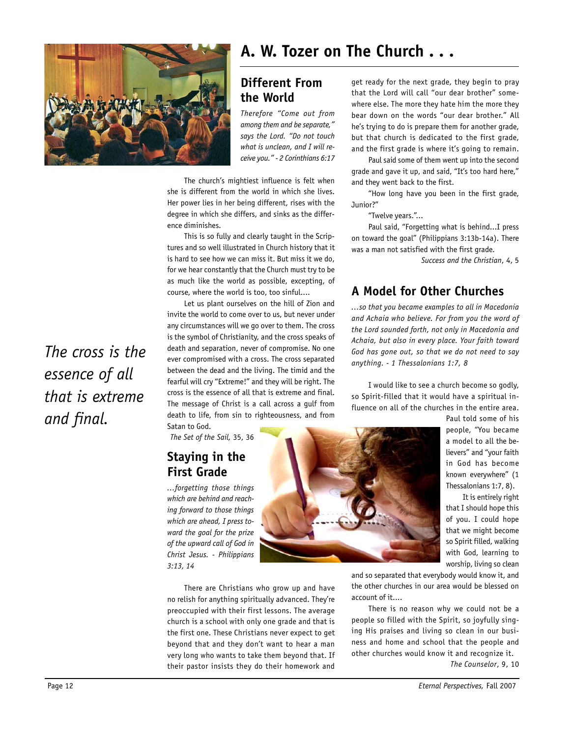# A. W. Tozer on The Church . . .

## Different From the World

*Therefore "Come out from among them and be separate," says the Lord. "Do not touch what is unclean, and I will receive you." - 2 Corinthians 6:17*

The church's mightiest influence is felt when she is different from the world in which she lives. Her power lies in her being different, rises with the degree in which she differs, and sinks as the difference diminishes.

This is so fully and clearly taught in the Scriptures and so well illustrated in Church history that it is hard to see how we can miss it. But miss it we do, for we hear constantly that the Church must try to be as much like the world as possible, excepting, of course, where the world is too, too sinful....

Let us plant ourselves on the hill of Zion and invite the world to come over to us, but never under any circumstances will we go over to them. The cross is the symbol of Christianity, and the cross speaks of death and separation, never of compromise. No one ever compromised with a cross. The cross separated between the dead and the living. The timid and the fearful will cry "Extreme!" and they will be right. The cross is the essence of all that is extreme and final. The message of Christ is a call across a gulf from death to life, from sin to righteousness, and from Satan to God.

*The Set of the Sail,* 35, 36

*The cross is the essence of all that is extreme and final.*

## Staying in the First Grade

*...forgetting those things which are behind and reaching forward to those things which are ahead, I press toward the goal for the prize of the upward call of God in Christ Jesus. - Philippians 3:13, 14*

There are Christians who grow up and have no relish for anything spiritually advanced. They're preoccupied with their first lessons. The average church is a school with only one grade and that is the first one. These Christians never expect to get beyond that and they don't want to hear a man very long who wants to take them beyond that. If their pastor insists they do their homework and get ready for the next grade, they begin to pray that the Lord will call "our dear brother" somewhere else. The more they hate him the more they bear down on the words "our dear brother." All he's trying to do is prepare them for another grade, but that church is dedicated to the first grade, and the first grade is where it's going to remain.

Paul said some of them went up into the second grade and gave it up, and said, "It's too hard here," and they went back to the first.

"How long have you been in the first grade, Junior?"

"Twelve years."...

Paul said, "Forgetting what is behind...I press on toward the goal" (Philippians 3:13b-14a). There was a man not satisfied with the first grade.

*Success and the Christian*, 4, 5

## A Model for Other Churches

*...so that you became examples to all in Macedonia and Achaia who believe. For from you the word of the Lord sounded forth, not only in Macedonia and Achaia, but also in every place. Your faith toward God has gone out, so that we do not need to say anything. - 1 Thessalonians 1:7, 8*

I would like to see a church become so godly, so Spirit-filled that it would have a spiritual influence on all of the churches in the entire area. Paul told some of his people, "You became a model to all the believers" and "your faith in God has become known everywhere" (1 Thessalonians 1:7, 8).

It is entirely right that I should hope this of you. I could hope that we might become so Spirit filled, walking with God, learning to worship, living so clean and so separated that everybody would know it, and the other churches in our area would be blessed on account of it....

There is no reason why we could not be a people so filled with the Spirit, so joyfully singing His praises and living so clean in our business and home and school that the people and other churches would know it and recognize it.

*The Counselor*, 9, 10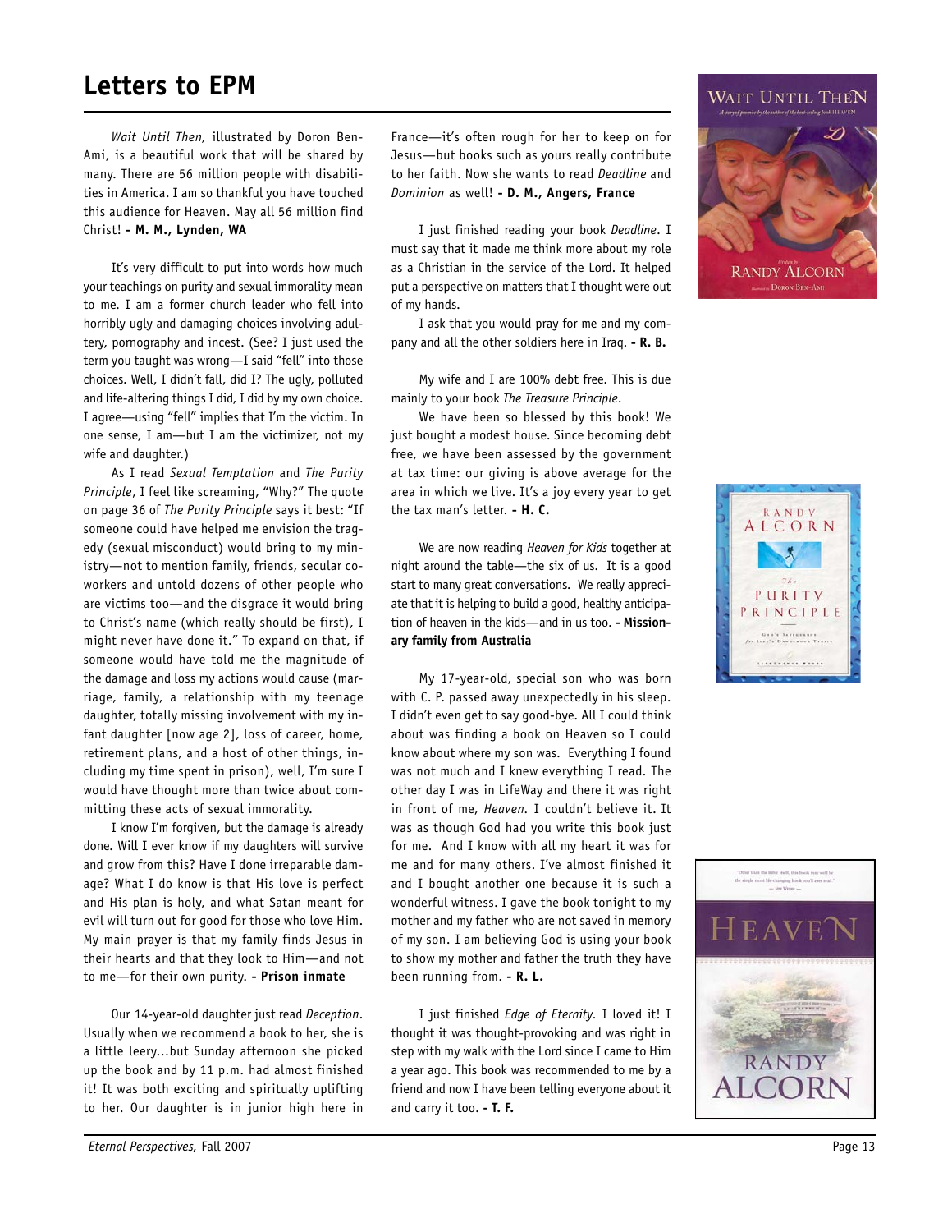# Letters to EPM

*Wait Until Then,* illustrated by Doron Ben-Ami, is a beautiful work that will be shared by many. There are 56 million people with disabilities in America. I am so thankful you have touched this audience for Heaven. May all 56 million find Christ! **- M. M., Lynden, WA**

It's very difficult to put into words how much your teachings on purity and sexual immorality mean to me. I am a former church leader who fell into horribly ugly and damaging choices involving adultery, pornography and incest. (See? I just used the term you taught was wrong—I said "fell" into those choices. Well, I didn't fall, did I? The ugly, polluted and life-altering things I did, I did by my own choice. I agree—using "fell" implies that I'm the victim. In one sense, I am—but I am the victimizer, not my wife and daughter.)

As I read *Sexual Temptation* and *The Purity Principle*, I feel like screaming, "Why?" The quote on page 36 of *The Purity Principle* says it best: "If someone could have helped me envision the tragedy (sexual misconduct) would bring to my ministry—not to mention family, friends, secular coworkers and untold dozens of other people who are victims too—and the disgrace it would bring to Christ's name (which really should be first), I might never have done it." To expand on that, if someone would have told me the magnitude of the damage and loss my actions would cause (marriage, family, a relationship with my teenage daughter, totally missing involvement with my infant daughter [now age 2], loss of career, home, retirement plans, and a host of other things, including my time spent in prison), well, I'm sure I would have thought more than twice about committing these acts of sexual immorality.

I know I'm forgiven, but the damage is already done. Will I ever know if my daughters will survive and grow from this? Have I done irreparable damage? What I do know is that His love is perfect and His plan is holy, and what Satan meant for evil will turn out for good for those who love Him. My main prayer is that my family finds Jesus in their hearts and that they look to Him—and not to me—for their own purity. **- Prison inmate**

Our 14-year-old daughter just read *Deception*. Usually when we recommend a book to her, she is a little leery...but Sunday afternoon she picked up the book and by 11 p.m. had almost finished it! It was both exciting and spiritually uplifting to her. Our daughter is in junior high here in France—it's often rough for her to keep on for Jesus—but books such as yours really contribute to her faith. Now she wants to read *Deadline* and *Dominion* as well! **- D. M., Angers, France**

I just finished reading your book *Deadline*. I must say that it made me think more about my role as a Christian in the service of the Lord. It helped put a perspective on matters that I thought were out of my hands.

I ask that you would pray for me and my company and all the other soldiers here in Iraq. **- R. B.**

My wife and I are 100% debt free. This is due mainly to your book *The Treasure Principle*.

We have been so blessed by this book! We just bought a modest house. Since becoming debt free, we have been assessed by the government at tax time: our giving is above average for the area in which we live. It's a joy every year to get the tax man's letter. **- H. C.**

We are now reading *Heaven for Kids* together at night around the table—the six of us. It is a good start to many great conversations. We really appreciate that it is helping to build a good, healthy anticipation of heaven in the kids—and in us too. **- Missionary family from Australia**

My 17-year-old, special son who was born with C. P. passed away unexpectedly in his sleep. I didn't even get to say good-bye. All I could think about was finding a book on Heaven so I could know about where my son was. Everything I found was not much and I knew everything I read. The other day I was in LifeWay and there it was right in front of me, *Heaven*. I couldn't believe it. It was as though God had you write this book just for me. And I know with all my heart it was for me and for many others. I've almost finished it and I bought another one because it is such a wonderful witness. I gave the book tonight to my mother and my father who are not saved in memory of my son. I am believing God is using your book to show my mother and father the truth they have been running from. **- R. L.**

I just finished *Edge of Eternity*. I loved it! I thought it was thought-provoking and was right in step with my walk with the Lord since I came to Him a year ago. This book was recommended to me by a friend and now I have been telling everyone about it and carry it too. **- T. F.**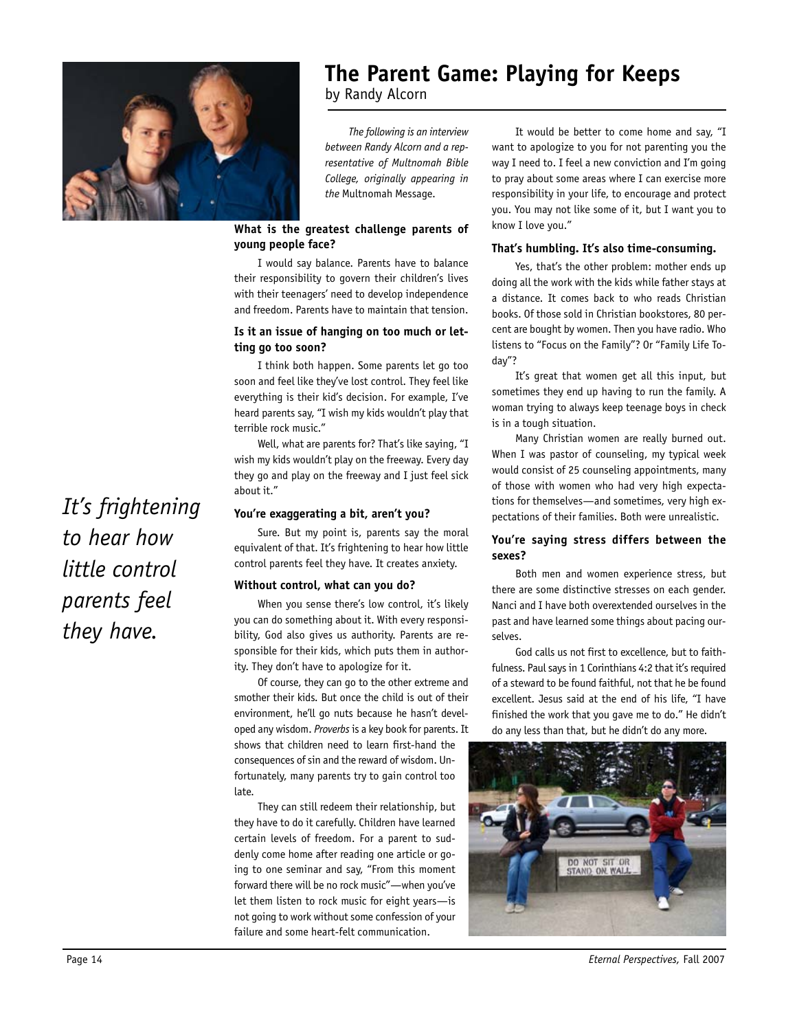# The Parent Game: Playing for Keeps

by Randy Alcorn

*The following is an interview between Randy Alcorn and a representative of Multnomah Bible College, originally appearing in the* Multnomah Message.

**What is the greatest challenge parents of young people face?**

I would say balance. Parents have to balance their responsibility to govern their children's lives with their teenagers' need to develop independence and freedom. Parents have to maintain that tension.

**Is it an issue of hanging on too much or letting go too soon?**

I think both happen. Some parents let go too soon and feel like they've lost control. They feel like everything is their kid's decision. For example, I've heard parents say, "I wish my kids wouldn't play that terrible rock music."

Well, what are parents for? That's like saying, "I wish my kids wouldn't play on the freeway. Every day they go and play on the freeway and I just feel sick about it."

**You're exaggerating a bit, aren't you?**

Sure. But my point is, parents say the moral equivalent of that. It's frightening to hear how little control parents feel they have. It creates anxiety.

*It's frightening to hear how little control parents feel they have.*

**Without control, what can you do?**

When you sense there's low control, it's likely you can do something about it. With every responsibility, God also gives us authority. Parents are responsible for their kids, which puts them in authority. They don't have to apologize for it.

Of course, they can go to the other extreme and smother their kids. But once the child is out of their environment, he'll go nuts because he hasn't developed any wisdom. *Proverbs* is a key book for parents. It shows that children need to learn first-hand the consequences of sin and the reward of wisdom. Unfortunately, many parents try to gain control too late.

They can still redeem their relationship, but they have to do it carefully. Children have learned certain levels of freedom. For a parent to suddenly come home after reading one article or going to one seminar and say, "From this moment forward there will be no rock music"—when you've let them listen to rock music for eight years—is not going to work without some confession of your failure and some heart-felt communication.

It would be better to come home and say, "I want to apologize to you for not parenting you the way I need to. I feel a new conviction and I'm going to pray about some areas where I can exercise more responsibility in your life, to encourage and protect you. You may not like some of it, but I want you to know I love you."

**That's humbling. It's also time-consuming.**

Yes, that's the other problem: mother ends up doing all the work with the kids while father stays at a distance. It comes back to who reads Christian books. Of those sold in Christian bookstores, 80 percent are bought by women. Then you have radio. Who listens to "Focus on the Family"? Or "Family Life Today"?

It's great that women get all this input, but sometimes they end up having to run the family. A woman trying to always keep teenage boys in check is in a tough situation.

Many Christian women are really burned out. When I was pastor of counseling, my typical week would consist of 25 counseling appointments, many of those with women who had very high expectations for themselves—and sometimes, very high expectations of their families. Both were unrealistic.

**You're saying stress differs between the sexes?**

Both men and women experience stress, but there are some distinctive stresses on each gender. Nanci and I have both overextended ourselves in the past and have learned some things about pacing ourselves.

God calls us not first to excellence, but to faithfulness. Paul says in 1 Corinthians 4:2 that it's required of a steward to be found faithful, not that he be found excellent. Jesus said at the end of his life, "I have finished the work that you gave me to do." He didn't do any less than that, but he didn't do any more.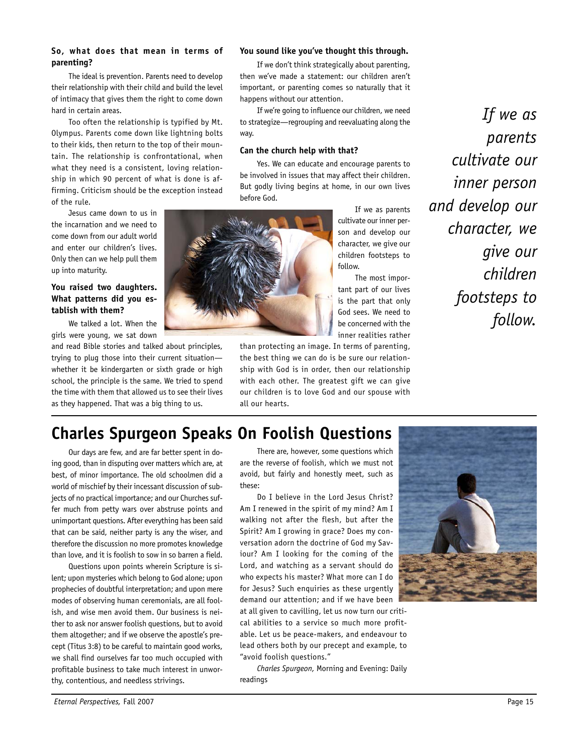**So, what does that mean in terms of parenting?**

The ideal is prevention. Parents need to develop their relationship with their child and build the level of intimacy that gives them the right to come down hard in certain areas.

Too often the relationship is typified by Mt. Olympus. Parents come down like lightning bolts to their kids, then return to the top of their mountain. The relationship is confrontational, when what they need is a consistent, loving relationship in which 90 percent of what is done is affirming. Criticism should be the exception instead of the rule.

Jesus came down to us in the incarnation and we need to come down from our adult world and enter our children's lives. Only then can we help pull them up into maturity.

**You raised two daughters. What patterns did you establish with them?**

We talked a lot. When the girls were young, we sat down and read Bible stories and talked about principles, trying to plug those into their current situation—whether it be kindergarten or sixth grade or high school, the principle is the same. We tried to spend the time with them that allowed us to see their lives as they happened. That was a big thing to us.

**You sound like you've thought this through.**

If we don't think strategically about parenting, then we've made a statement: our children aren't important, or parenting comes so naturally that it happens without our attention.

If we're going to influence our children, we need to strategize—regrouping and reevaluating along the way.

**Can the church help with that?**

Yes. We can educate and encourage parents to be involved in issues that may affect their children. But godly living begins at home, in our own lives before God.

If we as parents cultivate our inner person and develop our character, we give our children footsteps to follow.

The most important part of our lives is the part that only God sees. We need to be concerned with the inner realities rather than protecting an image. In terms of parenting, the best thing we can do is be sure our relationship with God is in order, then our relationship with each other. The greatest gift we can give our children is to love God and our spouse with all our hearts.

*If we as parents cultivate our inner person and develop our character, we give our children footsteps to follow.*

## Charles Spurgeon Speaks On Foolish Questions

Our days are few, and are far better spent in doing good, than in disputing over matters which are, at best, of minor importance. The old schoolmen did a world of mischief by their incessant discussion of subjects of no practical importance; and our Churches suffer much from petty wars over abstruse points and unimportant questions. After everything has been said that can be said, neither party is any the wiser, and therefore the discussion no more promotes knowledge than love, and it is foolish to sow in so barren a field.

Questions upon points wherein Scripture is silent; upon mysteries which belong to God alone; upon prophecies of doubtful interpretation; and upon mere modes of observing human ceremonials, are all foolish, and wise men avoid them. Our business is neither to ask nor answer foolish questions, but to avoid them altogether; and if we observe the apostle's precept (Titus 3:8) to be careful to maintain good works, we shall find ourselves far too much occupied with profitable business to take much interest in unworthy, contentious, and needless strivings.

There are, however, some questions which are the reverse of foolish, which we must not avoid, but fairly and honestly meet, such as these:

Do I believe in the Lord Jesus Christ? Am I renewed in the spirit of my mind? Am I walking not after the flesh, but after the Spirit? Am I growing in grace? Does my conversation adorn the doctrine of God my Saviour? Am I looking for the coming of the Lord, and watching as a servant should do who expects his master? What more can I do for Jesus? Such enquiries as these urgently demand our attention; and if we have been at all given to cavilling, let us now turn our critical abilities to a service so much more profitable. Let us be peace-makers, and endeavour to lead others both by our precept and example, to "avoid foolish questions."

*Charles Spurgeon,* Morning and Evening: Daily readings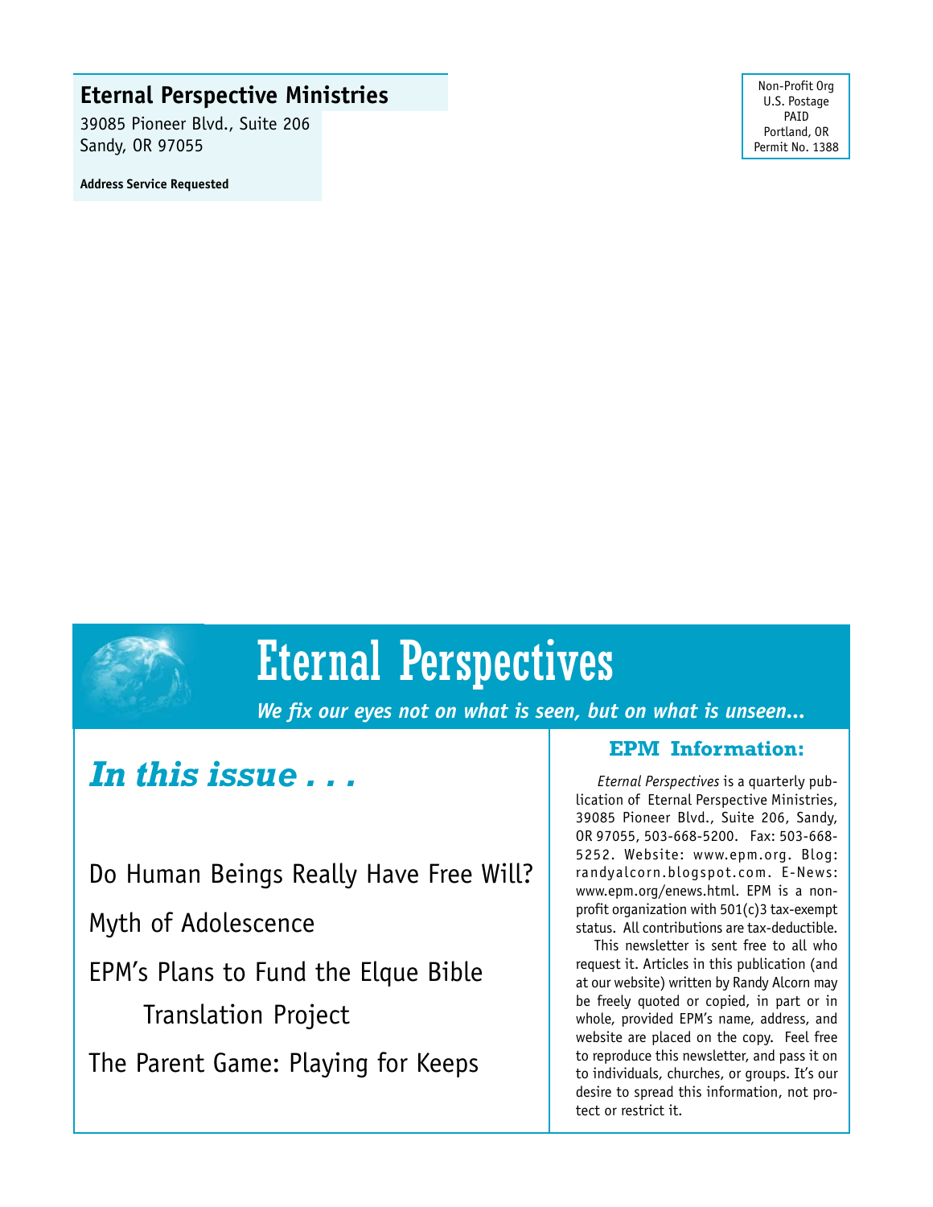**Eternal Perspective Ministries**

39085 Pioneer Blvd., Suite 206
Sandy, OR 97055

**Address Service Requested**

Non-Profit Org
U.S. Postage
PAID
Portland, OR
Permit No. 1388

# Eternal Perspectives

***We fix our eyes not on what is seen, but on what is unseen...***

## *In this issue . . .*

Do Human Beings Really Have Free Will?

Myth of Adolescence

EPM's Plans to Fund the Elque Bible Translation Project

The Parent Game: Playing for Keeps

### EPM Information:

*Eternal Perspectives* is a quarterly publication of Eternal Perspective Ministries, 39085 Pioneer Blvd., Suite 206, Sandy, OR 97055, 503-668-5200. Fax: 503-668-5252. Website: www.epm.org. Blog: randyalcorn.blogspot.com. E-News: www.epm.org/enews.html. EPM is a nonprofit organization with 501(c)3 tax-exempt status. All contributions are tax-deductible.

This newsletter is sent free to all who request it. Articles in this publication (and at our website) written by Randy Alcorn may be freely quoted or copied, in part or in whole, provided EPM's name, address, and website are placed on the copy. Feel free to reproduce this newsletter, and pass it on to individuals, churches, or groups. It's our desire to spread this information, not protect or restrict it.